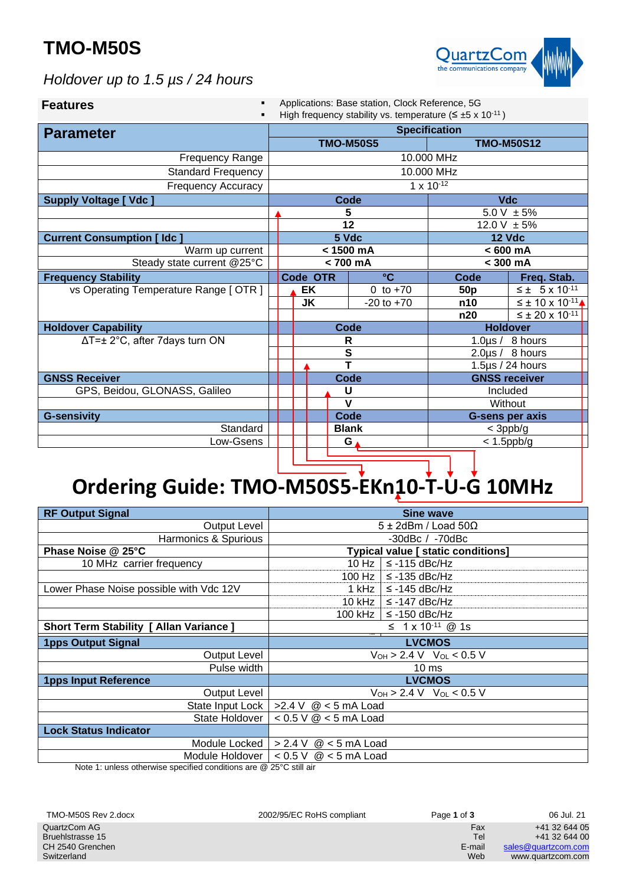# TMO-M50S

*Holdover up to 1.5 µs / 24 hours*

**Features**

- Applications: Base station, Clock Reference, 5G
- High frequency stability vs. temperature (≤ ±5 x $10^{-11}$)

| Parameter | Specification | | | |
|---|---|---|---|---|
| | TMO-M50S5 | | TMO-M50S12 | |
| Frequency Range | 10.000 MHz | | | |
| Standard Frequency | 10.000 MHz | | | |
| Frequency Accuracy | 1 x $10^{-12}$ | | | |
| **Supply Voltage [ Vdc ]** | **Code** | | **Vdc** | |
| | 5 | | 5.0 V ± 5% | |
| | 12 | | 12.0 V ± 5% | |
| **Current Consumption [ Idc ]** | **5 Vdc** | | **12 Vdc** | |
| Warm up current | < 1500 mA | | < 600 mA | |
| Steady state current @25°C | < 700 mA | | < 300 mA | |
| **Frequency Stability** | **Code OTR** | **°C** | **Code** | **Freq. Stab.** |
| vs Operating Temperature Range [ OTR ] | EK | 0 to +70 | 50p | ≤ ± 5 x $10^{-11}$ |
| | JK | -20 to +70 | n10 | ≤ ± 10 x $10^{-11}$ |
| | | | n20 | ≤ ± 20 x $10^{-11}$ |
| **Holdover Capability** | **Code** | | **Holdover** | |
| ΔT=± 2°C, after 7days turn ON | R | | 1.0µs / 8 hours | |
| | S | | 2.0µs / 8 hours | |
| | T | | 1.5µs / 24 hours | |
| **GNSS Receiver** | **Code** | | **GNSS receiver** | |
| GPS, Beidou, GLONASS, Galileo | U | | Included | |
| | V | | Without | |
| **G-sensivity** | **Code** | | **G-sens per axis** | |
| Standard | Blank | | < 3ppb/g | |
| Low-Gsens | G | | < 1.5ppb/g | |

## Ordering Guide: TMO-M50S5-EKn10-T-U-G 10MHz

| | | |
|---|---|---|
| **RF Output Signal** | **Sine wave** | |
| Output Level | 5 ± 2dBm / Load 50Ω | |
| Harmonics & Spurious | -30dBc / -70dBc | |
| **Phase Noise @ 25°C** | **Typical value [ static conditions]** | |
| 10 MHz carrier frequency | 10 Hz | ≤ -115 dBc/Hz |
| | 100 Hz | ≤ -135 dBc/Hz |
| Lower Phase Noise possible with Vdc 12V | 1 kHz | ≤ -145 dBc/Hz |
| | 10 kHz | ≤ -147 dBc/Hz |
| | 100 kHz | ≤ -150 dBc/Hz |
| **Short Term Stability [ Allan Variance ]** | ≤ 1 x $10^{-11}$ @ 1s | |
| **1pps Output Signal** | **LVCMOS** | |
| Output Level | $V_{OH}$ > 2.4 V $V_{OL}$ < 0.5 V | |
| Pulse width | 10 ms | |
| **1pps Input Reference** | **LVCMOS** | |
| Output Level | $V_{OH}$ > 2.4 V $V_{OL}$ < 0.5 V | |
| State Input Lock | >2.4 V @ < 5 mA Load | |
| State Holdover | < 0.5 V @ < 5 mA Load | |
| **Lock Status Indicator** | | |
| Module Locked | > 2.4 V @ < 5 mA Load | |
| Module Holdover | < 0.5 V @ < 5 mA Load | |

Note 1: unless otherwise specified conditions are @ 25°C still air

TMO-M50S Rev 2.docx — 2002/95/EC RoHS compliant — 06 Jul. 21

QuartzCom AG
Bruehlstrasse 15
CH 2540 Grenchen
Switzerland

Fax +41 32 644 05
Tel +41 32 644 00
E-mail sales@quartzcom.com
Web www.quartzcom.com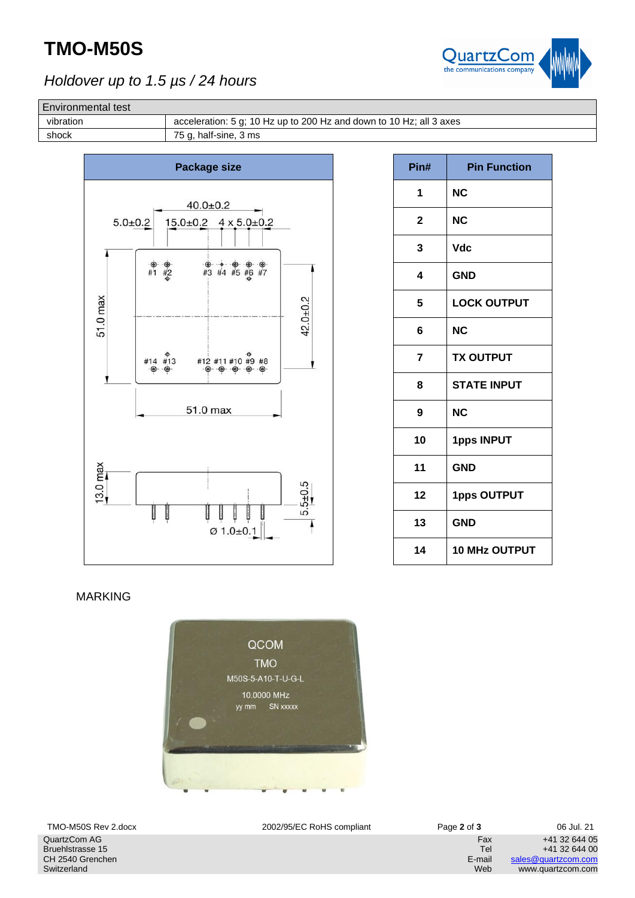# TMO-M50S

*Holdover up to 1.5 µs / 24 hours*

| Environmental test | |
|---|---|
| vibration | acceleration: 5 g; 10 Hz up to 200 Hz and down to 10 Hz; all 3 axes |
| shock | 75 g, half-sine, 3 ms |

**Package size**

40.0±0.2
5.0±0.2 15.0±0.2 4 x 5.0±0.2
#1 #2 #3 #4 #5 #6 #7
51.0 max 42.0±0.2
#14 #13 #12 #11 #10 #9 #8
51.0 max
13.0 max 5.5±0.5
Ø 1.0±0.1

| Pin# | Pin Function |
|---|---|
| 1 | NC |
| 2 | NC |
| 3 | Vdc |
| 4 | GND |
| 5 | LOCK OUTPUT |
| 6 | NC |
| 7 | TX OUTPUT |
| 8 | STATE INPUT |
| 9 | NC |
| 10 | 1pps INPUT |
| 11 | GND |
| 12 | 1pps OUTPUT |
| 13 | GND |
| 14 | 10 MHz OUTPUT |

MARKING

QCOM
TMO
M50S-5-A10-T-U-G-L
10.0000 MHz
yy mm SN xxxxx

TMO-M50S Rev 2.docx 2002/95/EC RoHS compliant 06 Jul. 21

QuartzCom AG
Bruehlstrasse 15
CH 2540 Grenchen
Switzerland

Fax +41 32 644 05
Tel +41 32 644 00
E-mail sales@quartzcom.com
Web www.quartzcom.com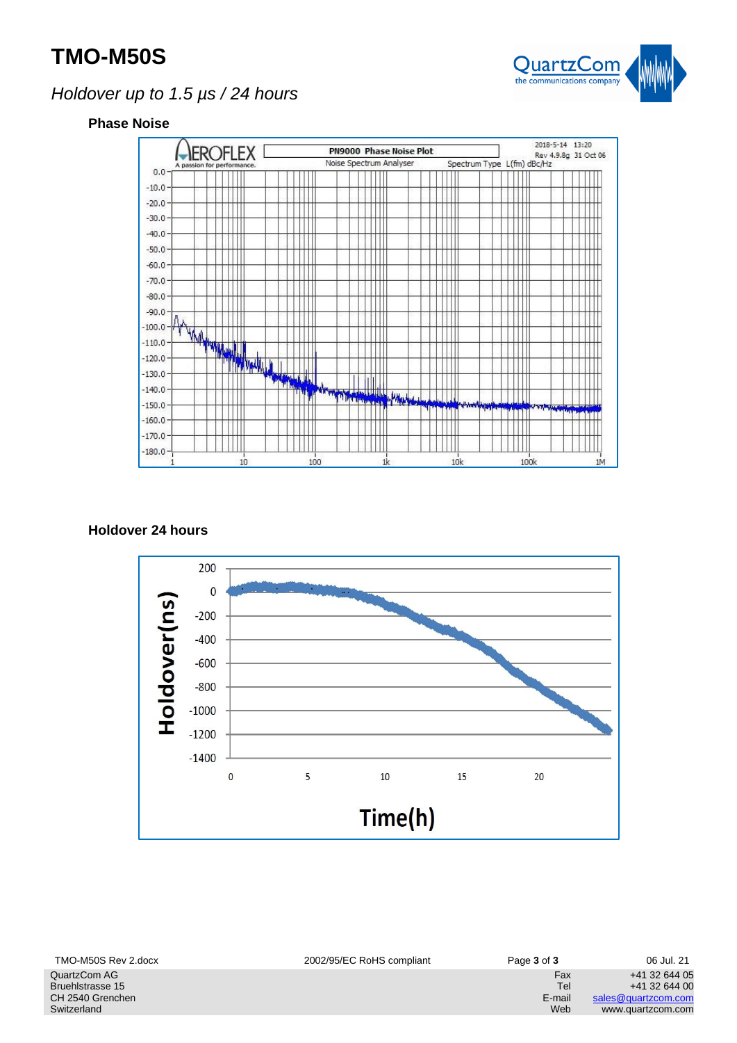# TMO-M50S

*Holdover up to 1.5 µs / 24 hours*

### Phase Noise

AEROFLEX
A passion for performance.
PN9000 Phase Noise Plot
Noise Spectrum Analyser
2018-5-14 13:20
Rev 4.9.8g 31 Oct 06
Spectrum Type L(fm) dBc/Hz

0.0
-10.0
-20.0
-30.0
-40.0
-50.0
-60.0
-70.0
-80.0
-90.0
-100.0
-110.0
-120.0
-130.0
-140.0
-150.0
-160.0
-170.0
-180.0

1
10
100
1k
10k
100k
1M

### Holdover 24 hours

Holdover(ns)

200
0
-200
-400
-600
-800
-1000
-1200
-1400

0
5
10
15
20

Time(h)

TMO-M50S Rev 2.docx
2002/95/EC RoHS compliant
06 Jul. 21

QuartzCom AG
Bruehlstrasse 15
CH 2540 Grenchen
Switzerland

Fax +41 32 644 05
Tel +41 32 644 00
E-mail sales@quartzcom.com
Web www.quartzcom.com